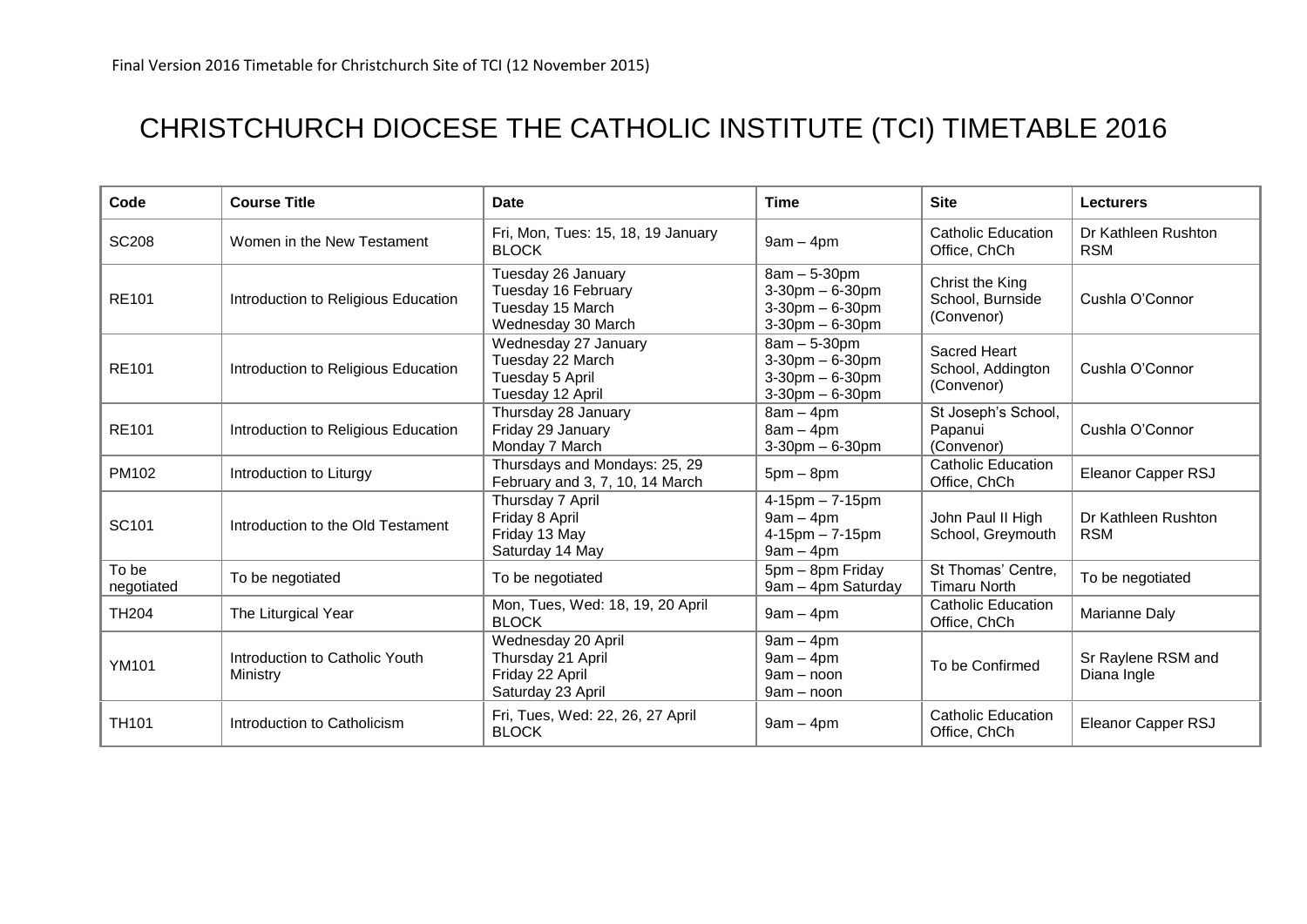Final Version 2016 Timetable for Christchurch Site of TCI (12 November 2015)

# CHRISTCHURCH DIOCESE THE CATHOLIC INSTITUTE (TCI) TIMETABLE 2016

| Code | Course Title | Date | Time | Site | Lecturers |
|---|---|---|---|---|---|
| SC208 | Women in the New Testament | Fri, Mon, Tues: 15, 18, 19 January BLOCK | 9am – 4pm | Catholic Education Office, ChCh | Dr Kathleen Rushton RSM |
| RE101 | Introduction to Religious Education | Tuesday 26 January<br>Tuesday 16 February<br>Tuesday 15 March<br>Wednesday 30 March | 8am – 5-30pm<br>3-30pm – 6-30pm<br>3-30pm – 6-30pm<br>3-30pm – 6-30pm | Christ the King School, Burnside (Convenor) | Cushla O'Connor |
| RE101 | Introduction to Religious Education | Wednesday 27 January<br>Tuesday 22 March<br>Tuesday 5 April<br>Tuesday 12 April | 8am – 5-30pm<br>3-30pm – 6-30pm<br>3-30pm – 6-30pm<br>3-30pm – 6-30pm | Sacred Heart School, Addington (Convenor) | Cushla O'Connor |
| RE101 | Introduction to Religious Education | Thursday 28 January<br>Friday 29 January<br>Monday 7 March | 8am – 4pm<br>8am – 4pm<br>3-30pm – 6-30pm | St Joseph's School, Papanui (Convenor) | Cushla O'Connor |
| PM102 | Introduction to Liturgy | Thursdays and Mondays: 25, 29 February and 3, 7, 10, 14 March | 5pm – 8pm | Catholic Education Office, ChCh | Eleanor Capper RSJ |
| SC101 | Introduction to the Old Testament | Thursday 7 April<br>Friday 8 April<br>Friday 13 May<br>Saturday 14 May | 4-15pm – 7-15pm<br>9am – 4pm<br>4-15pm – 7-15pm<br>9am – 4pm | John Paul II High School, Greymouth | Dr Kathleen Rushton RSM |
| To be negotiated | To be negotiated | To be negotiated | 5pm – 8pm Friday<br>9am – 4pm Saturday | St Thomas' Centre, Timaru North | To be negotiated |
| TH204 | The Liturgical Year | Mon, Tues, Wed: 18, 19, 20 April BLOCK | 9am – 4pm | Catholic Education Office, ChCh | Marianne Daly |
| YM101 | Introduction to Catholic Youth Ministry | Wednesday 20 April<br>Thursday 21 April<br>Friday 22 April<br>Saturday 23 April | 9am – 4pm<br>9am – 4pm<br>9am – noon<br>9am – noon | To be Confirmed | Sr Raylene RSM and Diana Ingle |
| TH101 | Introduction to Catholicism | Fri, Tues, Wed: 22, 26, 27 April BLOCK | 9am – 4pm | Catholic Education Office, ChCh | Eleanor Capper RSJ |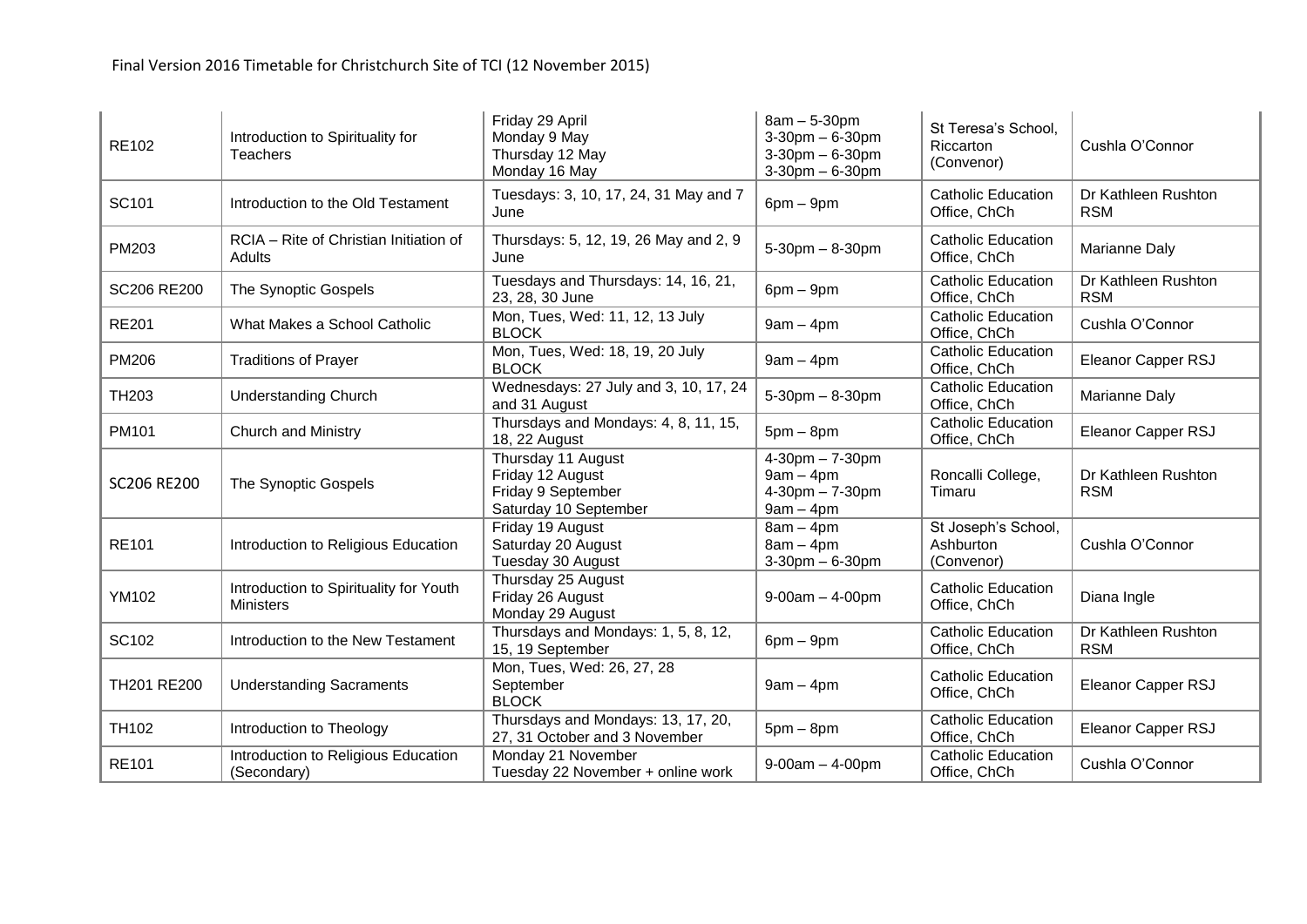Final Version 2016 Timetable for Christchurch Site of TCI (12 November 2015)

| | | | | | |
|---|---|---|---|---|---|
| RE102 | Introduction to Spirituality for Teachers | Friday 29 April<br>Monday 9 May<br>Thursday 12 May<br>Monday 16 May | 8am – 5-30pm<br>3-30pm – 6-30pm<br>3-30pm – 6-30pm<br>3-30pm – 6-30pm | St Teresa's School, Riccarton (Convenor) | Cushla O'Connor |
| SC101 | Introduction to the Old Testament | Tuesdays: 3, 10, 17, 24, 31 May and 7 June | 6pm – 9pm | Catholic Education Office, ChCh | Dr Kathleen Rushton RSM |
| PM203 | RCIA – Rite of Christian Initiation of Adults | Thursdays: 5, 12, 19, 26 May and 2, 9 June | 5-30pm – 8-30pm | Catholic Education Office, ChCh | Marianne Daly |
| SC206 RE200 | The Synoptic Gospels | Tuesdays and Thursdays: 14, 16, 21, 23, 28, 30 June | 6pm – 9pm | Catholic Education Office, ChCh | Dr Kathleen Rushton RSM |
| RE201 | What Makes a School Catholic | Mon, Tues, Wed: 11, 12, 13 July BLOCK | 9am – 4pm | Catholic Education Office, ChCh | Cushla O'Connor |
| PM206 | Traditions of Prayer | Mon, Tues, Wed: 18, 19, 20 July BLOCK | 9am – 4pm | Catholic Education Office, ChCh | Eleanor Capper RSJ |
| TH203 | Understanding Church | Wednesdays: 27 July and 3, 10, 17, 24 and 31 August | 5-30pm – 8-30pm | Catholic Education Office, ChCh | Marianne Daly |
| PM101 | Church and Ministry | Thursdays and Mondays: 4, 8, 11, 15, 18, 22 August | 5pm – 8pm | Catholic Education Office, ChCh | Eleanor Capper RSJ |
| SC206 RE200 | The Synoptic Gospels | Thursday 11 August<br>Friday 12 August<br>Friday 9 September<br>Saturday 10 September | 4-30pm – 7-30pm<br>9am – 4pm<br>4-30pm – 7-30pm<br>9am – 4pm | Roncalli College, Timaru | Dr Kathleen Rushton RSM |
| RE101 | Introduction to Religious Education | Friday 19 August<br>Saturday 20 August<br>Tuesday 30 August | 8am – 4pm<br>8am – 4pm<br>3-30pm – 6-30pm | St Joseph's School, Ashburton (Convenor) | Cushla O'Connor |
| YM102 | Introduction to Spirituality for Youth Ministers | Thursday 25 August<br>Friday 26 August<br>Monday 29 August | 9-00am – 4-00pm | Catholic Education Office, ChCh | Diana Ingle |
| SC102 | Introduction to the New Testament | Thursdays and Mondays: 1, 5, 8, 12, 15, 19 September | 6pm – 9pm | Catholic Education Office, ChCh | Dr Kathleen Rushton RSM |
| TH201 RE200 | Understanding Sacraments | Mon, Tues, Wed: 26, 27, 28 September BLOCK | 9am – 4pm | Catholic Education Office, ChCh | Eleanor Capper RSJ |
| TH102 | Introduction to Theology | Thursdays and Mondays: 13, 17, 20, 27, 31 October and 3 November | 5pm – 8pm | Catholic Education Office, ChCh | Eleanor Capper RSJ |
| RE101 | Introduction to Religious Education (Secondary) | Monday 21 November<br>Tuesday 22 November + online work | 9-00am – 4-00pm | Catholic Education Office, ChCh | Cushla O'Connor |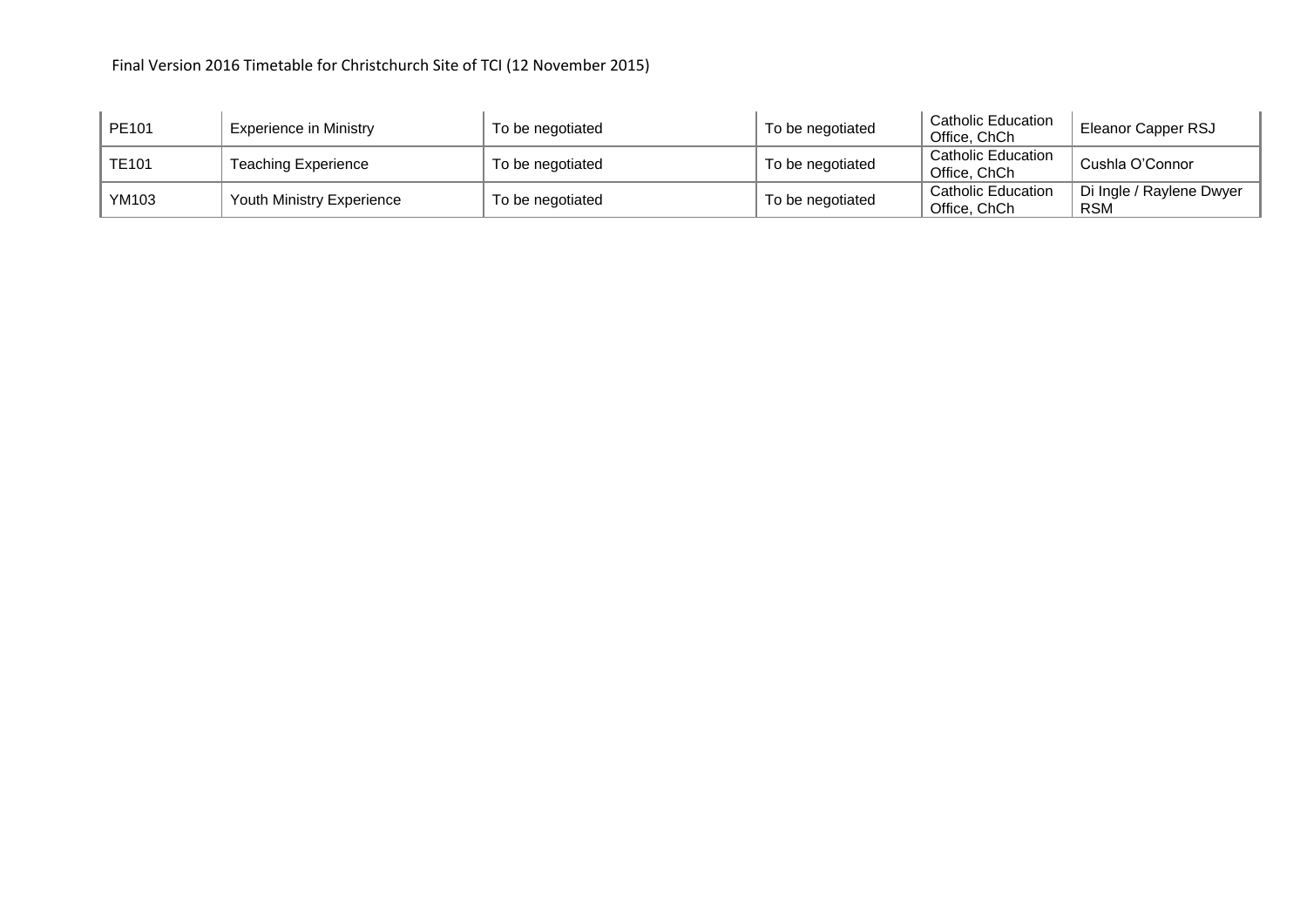| | | | | | |
|---|---|---|---|---|---|
| PE101 | Experience in Ministry | To be negotiated | To be negotiated | Catholic Education Office, ChCh | Eleanor Capper RSJ |
| TE101 | Teaching Experience | To be negotiated | To be negotiated | Catholic Education Office, ChCh | Cushla O'Connor |
| YM103 | Youth Ministry Experience | To be negotiated | To be negotiated | Catholic Education Office, ChCh | Di Ingle / Raylene Dwyer RSM |